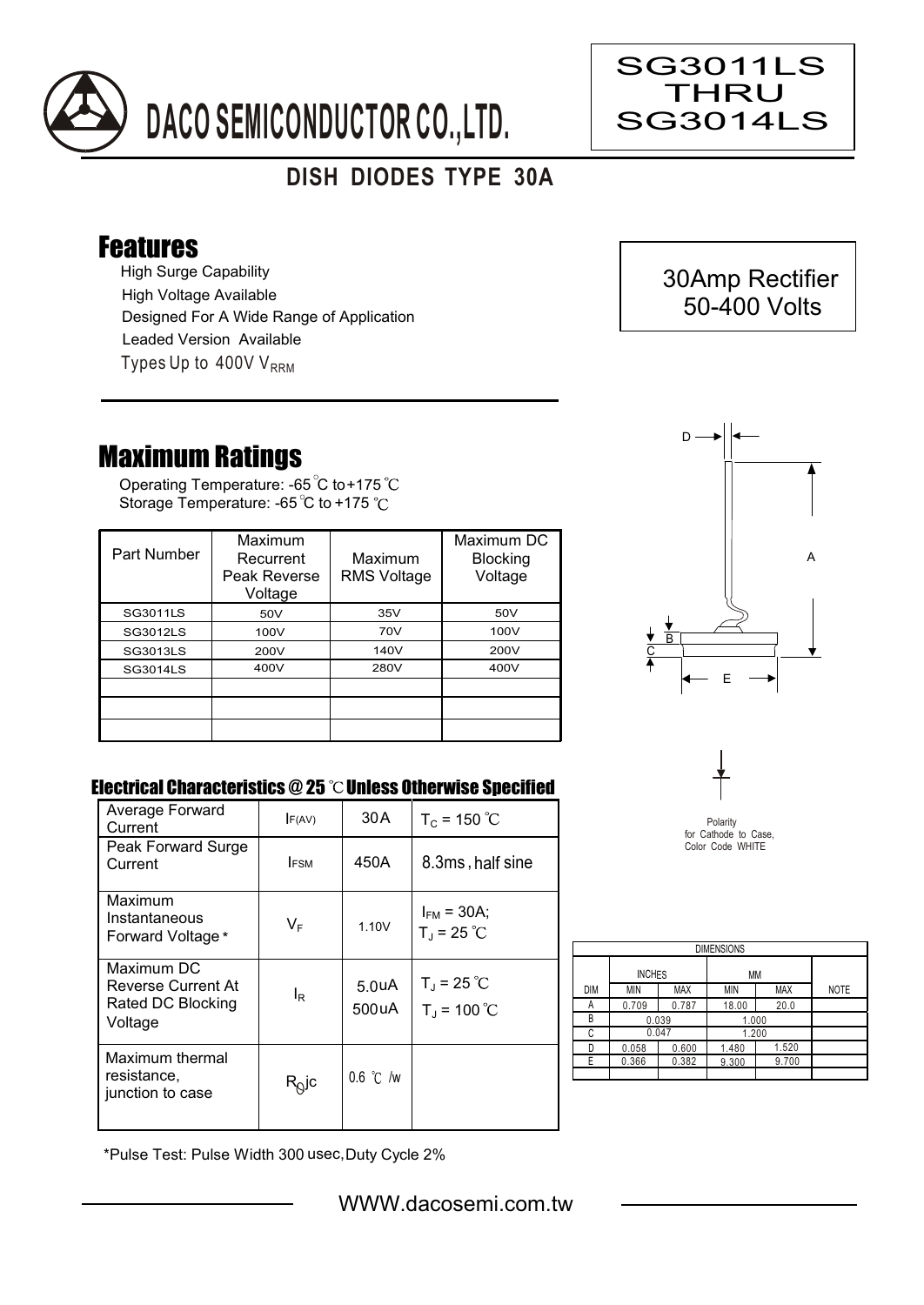# DACO SEMICONDUCTOR CO.,LTD.

SG3011LS
THRU
SG3014LS

## DISH DIODES TYPE 30A

## Features

- High Surge Capability
- High Voltage Available
- Designed For A Wide Range of Application
- Leaded Version Available
- Types Up to 400V $V_{RRM}$

30Amp Rectifier
50-400 Volts

## Maximum Ratings

Operating Temperature: -65℃ to +175℃
Storage Temperature: -65℃ to +175℃

| Part Number | Maximum Recurrent Peak Reverse Voltage | Maximum RMS Voltage | Maximum DC Blocking Voltage |
|---|---|---|---|
| SG3011LS | 50V | 35V | 50V |
| SG3012LS | 100V | 70V | 100V |
| SG3013LS | 200V | 140V | 200V |
| SG3014LS | 400V | 280V | 400V |
| | | | |
| | | | |
| | | | |

### Electrical Characteristics @ 25℃ Unless Otherwise Specified

| | | | |
|---|---|---|---|
| Average Forward Current | $I_{F(AV)}$ | 30A | $T_C$ = 150℃ |
| Peak Forward Surge Current | $I_{FSM}$ | 450A | 8.3ms, half sine |
| Maximum Instantaneous Forward Voltage* | $V_F$ | 1.10V | $I_{FM}$ = 30A; $T_J$ = 25℃ |
| Maximum DC Reverse Current At Rated DC Blocking Voltage | $I_R$ | 5.0uA<br>500uA | $T_J$ = 25℃<br>$T_J$ = 100℃ |
| Maximum thermal resistance, junction to case | $R_{\theta}jc$ | 0.6 ℃/w | |

*Pulse Test: Pulse Width 300 usec, Duty Cycle 2%

Polarity for Cathode to Case, Color Code WHITE

| DIMENSIONS | | | | | |
|---|---|---|---|---|---|
| | INCHES | | MM | | |
| DIM | MIN | MAX | MIN | MAX | NOTE |
| A | 0.709 | 0.787 | 18.00 | 20.0 | |
| B | 0.039 | | 1.000 | | |
| C | 0.047 | | 1.200 | | |
| D | 0.058 | 0.600 | 1.480 | 1.520 | |
| E | 0.366 | 0.382 | 9.300 | 9.700 | |

WWW.dacosemi.com.tw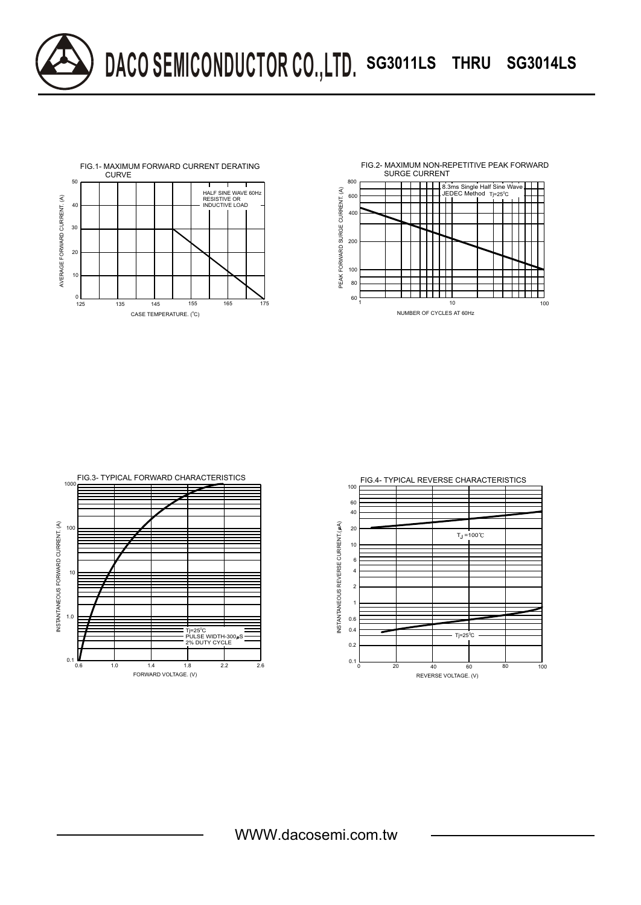FIG.1- MAXIMUM FORWARD CURRENT DERATING CURVE

AVERAGE FORWARD CURRENT. (A)

50
40
30
20
10
0

125 135 145 155 165 175

CASE TEMPERATURE. (°C)

HALF SINE WAVE 60Hz
RESISTIVE OR
INDUCTIVE LOAD

FIG.2- MAXIMUM NON-REPETITIVE PEAK FORWARD SURGE CURRENT

PEAK FORWARD SURGE CURRENT. (A)

800
600
400
200
100
80
60

1 10 100

NUMBER OF CYCLES AT 60Hz

8.3ms Single Half Sine Wave
JEDEC Method Tj=25°C

FIG.3- TYPICAL FORWARD CHARACTERISTICS

INSTANTANEOUS FORWARD CURRENT. (A)

1000
100
10
1.0
0.1

0.6 1.0 1.4 1.8 2.2 2.6

FORWARD VOLTAGE. (V)

Tj=25°C
PULSE WIDTH-300μS
2% DUTY CYCLE

FIG.4- TYPICAL REVERSE CHARACTERISTICS

INSTANTANEOUS REVERSE CURRENT.(μA)

100
60
40
20
10
6
4
2
1
0.6
0.4
0.2
0.1

0 20 40 60 80 100

REVERSE VOLTAGE. (V)

$T_J$ =100℃

Tj=25°C